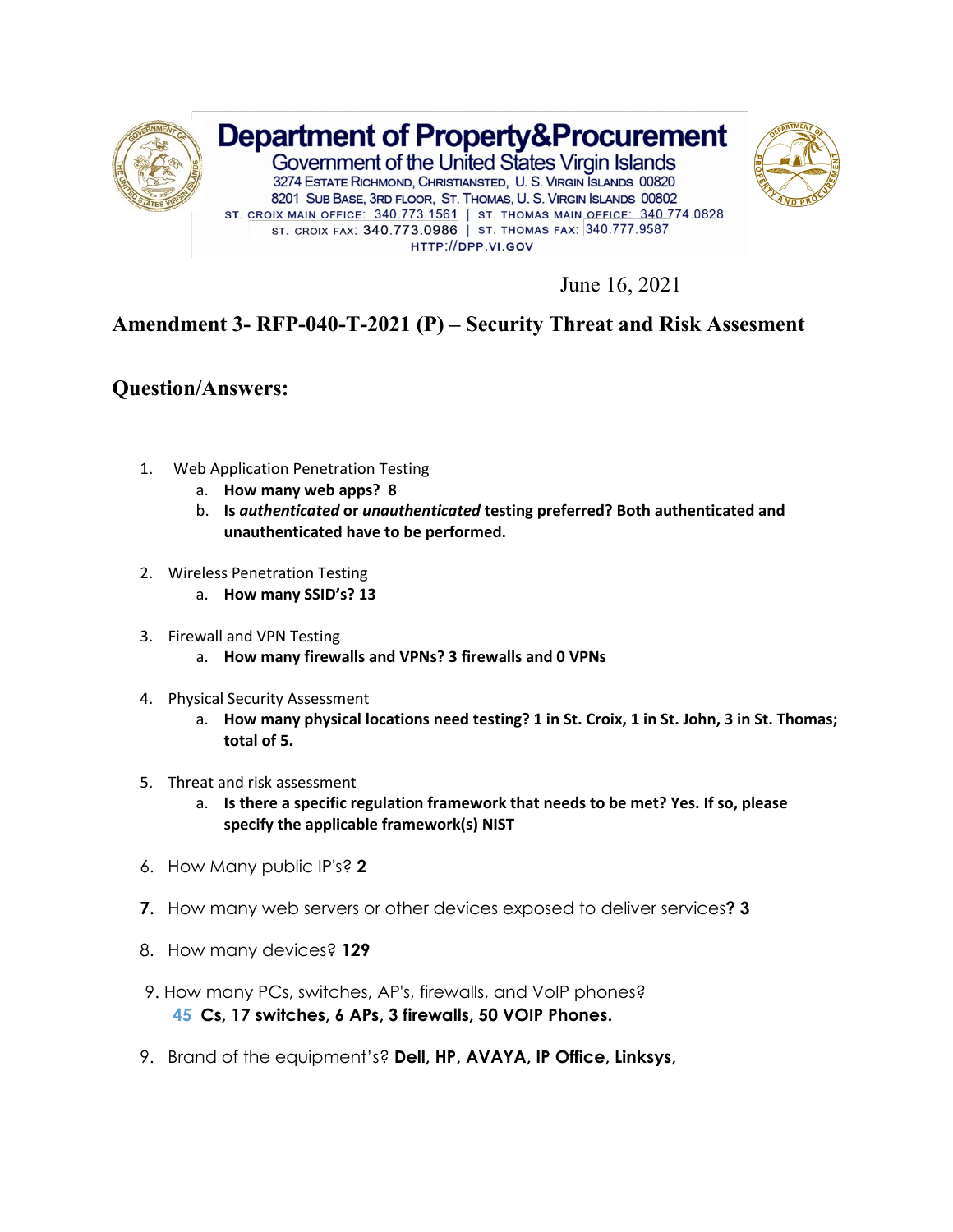# Department of Property&Procurement

Government of the United States Virgin Islands
3274 Estate Richmond, Christiansted, U. S. Virgin Islands 00820
8201 Sub Base, 3rd Floor, St. Thomas, U. S. Virgin Islands 00802
St. Croix Main Office: 340.773.1561 | St. Thomas Main Office: 340.774.0828
St. Croix Fax: 340.773.0986 | St. Thomas Fax: 340.777.9587
HTTP://DPP.VI.GOV

June 16, 2021

## Amendment 3- RFP-040-T-2021 (P) – Security Threat and Risk Assesment

## Question/Answers:

1. Web Application Penetration Testing
   a. **How many web apps? 8**
   b. **Is *authenticated* or *unauthenticated* testing preferred? Both authenticated and unauthenticated have to be performed.**

2. Wireless Penetration Testing
   a. **How many SSID's? 13**

3. Firewall and VPN Testing
   a. **How many firewalls and VPNs? 3 firewalls and 0 VPNs**

4. Physical Security Assessment
   a. **How many physical locations need testing? 1 in St. Croix, 1 in St. John, 3 in St. Thomas; total of 5.**

5. Threat and risk assessment
   a. **Is there a specific regulation framework that needs to be met? Yes. If so, please specify the applicable framework(s) NIST**

6. How Many public IP's? **2**

7. How many web servers or other devices exposed to deliver services**? 3**

8. How many devices? **129**

9. How many PCs, switches, AP's, firewalls, and VoIP phones?
   **45 Cs, 17 switches, 6 APs, 3 firewalls, 50 VOIP Phones.**

9. Brand of the equipment's? **Dell, HP, AVAYA, IP Office, Linksys,**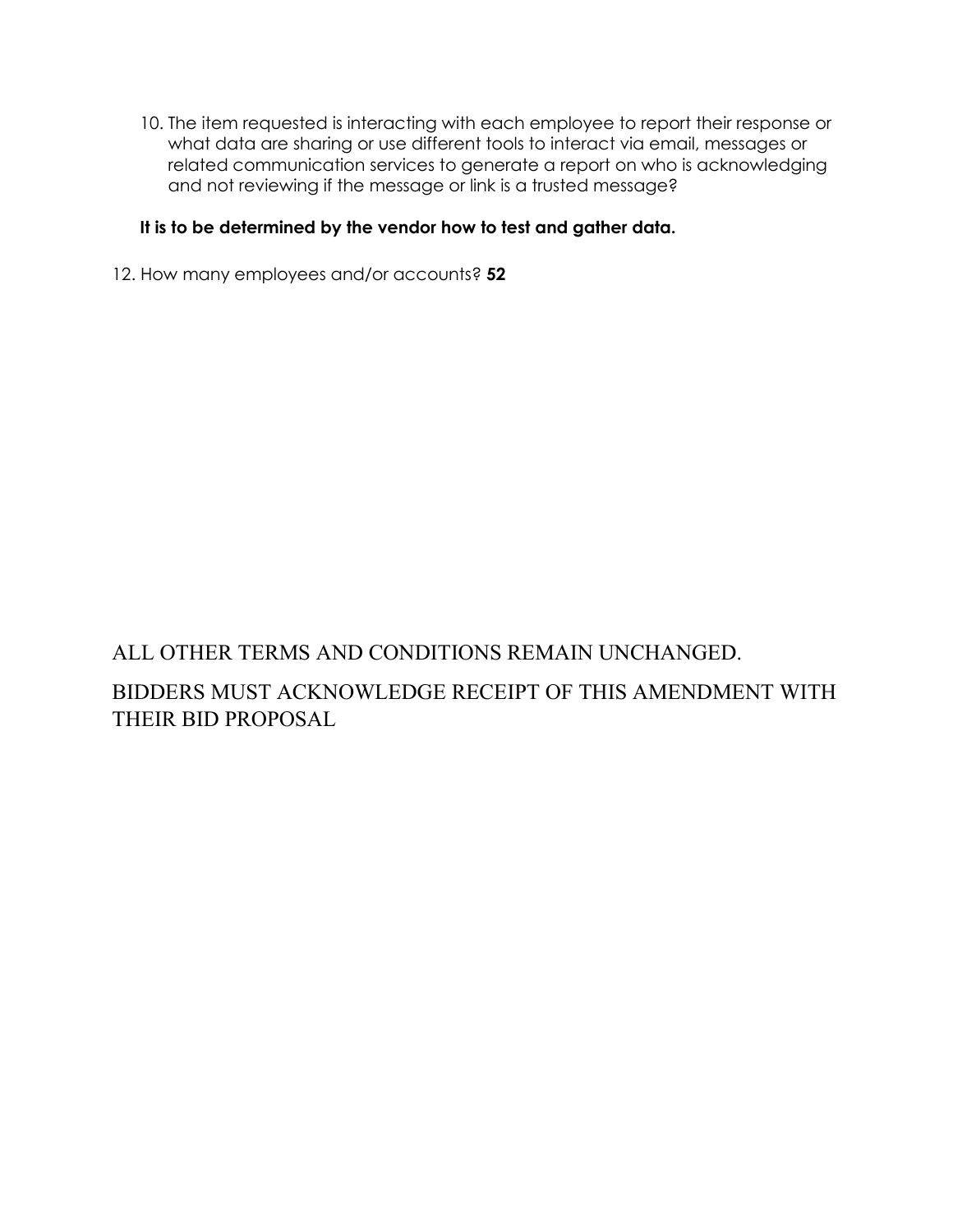10. The item requested is interacting with each employee to report their response or what data are sharing or use different tools to interact via email, messages or related communication services to generate a report on who is acknowledging and not reviewing if the message or link is a trusted message?

**It is to be determined by the vendor how to test and gather data.**

12. How many employees and/or accounts? **52**

ALL OTHER TERMS AND CONDITIONS REMAIN UNCHANGED.

BIDDERS MUST ACKNOWLEDGE RECEIPT OF THIS AMENDMENT WITH THEIR BID PROPOSAL